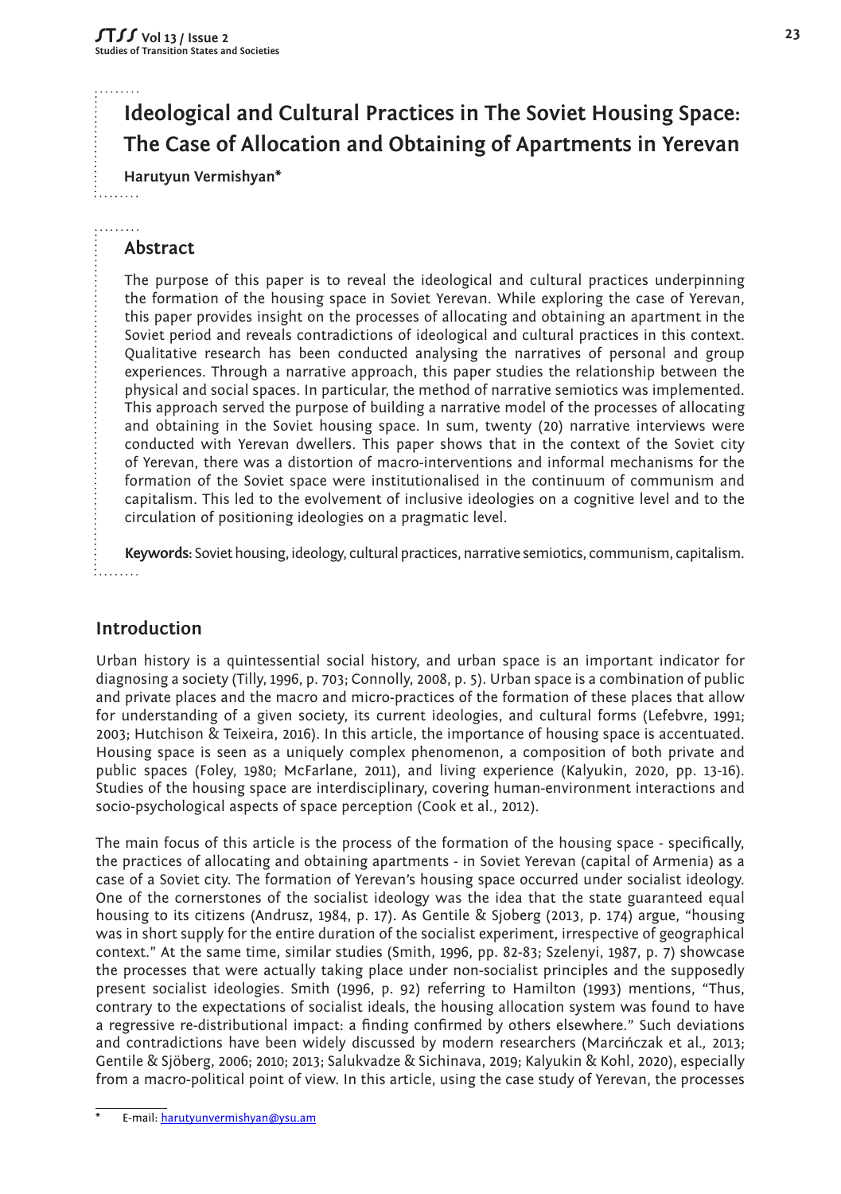# Ideological and Cultural Practices in The Soviet Housing Space: The Case of Allocation and Obtaining of Apartments in Yerevan

**Harutyun Vermishyan***

## Abstract

The purpose of this paper is to reveal the ideological and cultural practices underpinning the formation of the housing space in Soviet Yerevan. While exploring the case of Yerevan, this paper provides insight on the processes of allocating and obtaining an apartment in the Soviet period and reveals contradictions of ideological and cultural practices in this context. Qualitative research has been conducted analysing the narratives of personal and group experiences. Through a narrative approach, this paper studies the relationship between the physical and social spaces. In particular, the method of narrative semiotics was implemented. This approach served the purpose of building a narrative model of the processes of allocating and obtaining in the Soviet housing space. In sum, twenty (20) narrative interviews were conducted with Yerevan dwellers. This paper shows that in the context of the Soviet city of Yerevan, there was a distortion of macro-interventions and informal mechanisms for the formation of the Soviet space were institutionalised in the continuum of communism and capitalism. This led to the evolvement of inclusive ideologies on a cognitive level and to the circulation of positioning ideologies on a pragmatic level.

**Keywords:** Soviet housing, ideology, cultural practices, narrative semiotics, communism, capitalism.

## Introduction

Urban history is a quintessential social history, and urban space is an important indicator for diagnosing a society (Tilly, 1996, p. 703; Connolly, 2008, p. 5). Urban space is a combination of public and private places and the macro and micro-practices of the formation of these places that allow for understanding of a given society, its current ideologies, and cultural forms (Lefebvre, 1991; 2003; Hutchison & Teixeira, 2016). In this article, the importance of housing space is accentuated. Housing space is seen as a uniquely complex phenomenon, a composition of both private and public spaces (Foley, 1980; McFarlane, 2011), and living experience (Kalyukin, 2020, pp. 13-16). Studies of the housing space are interdisciplinary, covering human-environment interactions and socio-psychological aspects of space perception (Cook et al., 2012).

The main focus of this article is the process of the formation of the housing space - specifically, the practices of allocating and obtaining apartments - in Soviet Yerevan (capital of Armenia) as a case of a Soviet city. The formation of Yerevan's housing space occurred under socialist ideology. One of the cornerstones of the socialist ideology was the idea that the state guaranteed equal housing to its citizens (Andrusz, 1984, p. 17). As Gentile & Sjoberg (2013, p. 174) argue, "housing was in short supply for the entire duration of the socialist experiment, irrespective of geographical context." At the same time, similar studies (Smith, 1996, pp. 82-83; Szelenyi, 1987, p. 7) showcase the processes that were actually taking place under non-socialist principles and the supposedly present socialist ideologies. Smith (1996, p. 92) referring to Hamilton (1993) mentions, "Thus, contrary to the expectations of socialist ideals, the housing allocation system was found to have a regressive re-distributional impact: a finding confirmed by others elsewhere." Such deviations and contradictions have been widely discussed by modern researchers (Marcińczak et al., 2013; Gentile & Sjöberg, 2006; 2010; 2013; Salukvadze & Sichinava, 2019; Kalyukin & Kohl, 2020), especially from a macro-political point of view. In this article, using the case study of Yerevan, the processes

---

* E-mail: harutyunvermishyan@ysu.am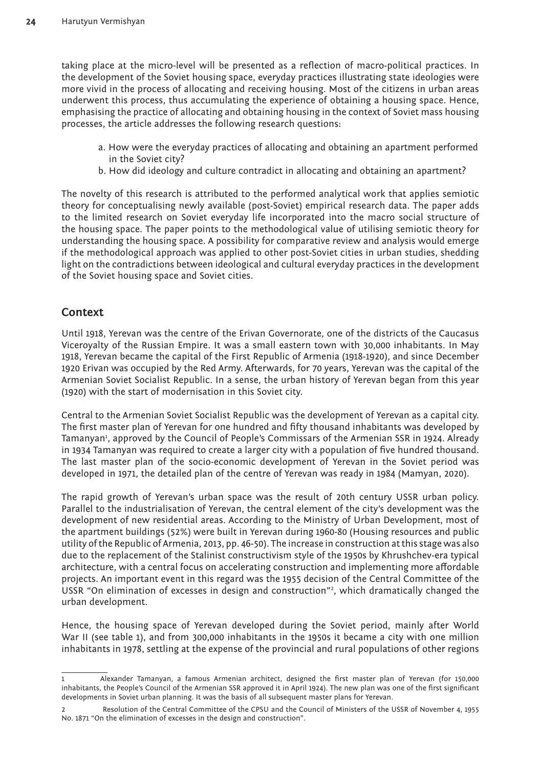taking place at the micro-level will be presented as a reflection of macro-political practices. In the development of the Soviet housing space, everyday practices illustrating state ideologies were more vivid in the process of allocating and receiving housing. Most of the citizens in urban areas underwent this process, thus accumulating the experience of obtaining a housing space. Hence, emphasising the practice of allocating and obtaining housing in the context of Soviet mass housing processes, the article addresses the following research questions:

a. How were the everyday practices of allocating and obtaining an apartment performed in the Soviet city?
b. How did ideology and culture contradict in allocating and obtaining an apartment?

The novelty of this research is attributed to the performed analytical work that applies semiotic theory for conceptualising newly available (post-Soviet) empirical research data. The paper adds to the limited research on Soviet everyday life incorporated into the macro social structure of the housing space. The paper points to the methodological value of utilising semiotic theory for understanding the housing space. A possibility for comparative review and analysis would emerge if the methodological approach was applied to other post-Soviet cities in urban studies, shedding light on the contradictions between ideological and cultural everyday practices in the development of the Soviet housing space and Soviet cities.

## Context

Until 1918, Yerevan was the centre of the Erivan Governorate, one of the districts of the Caucasus Viceroyalty of the Russian Empire. It was a small eastern town with 30,000 inhabitants. In May 1918, Yerevan became the capital of the First Republic of Armenia (1918-1920), and since December 1920 Erivan was occupied by the Red Army. Afterwards, for 70 years, Yerevan was the capital of the Armenian Soviet Socialist Republic. In a sense, the urban history of Yerevan began from this year (1920) with the start of modernisation in this Soviet city.

Central to the Armenian Soviet Socialist Republic was the development of Yerevan as a capital city. The first master plan of Yerevan for one hundred and fifty thousand inhabitants was developed by Tamanyan[1], approved by the Council of People's Commissars of the Armenian SSR in 1924. Already in 1934 Tamanyan was required to create a larger city with a population of five hundred thousand. The last master plan of the socio-economic development of Yerevan in the Soviet period was developed in 1971, the detailed plan of the centre of Yerevan was ready in 1984 (Mamyan, 2020).

The rapid growth of Yerevan's urban space was the result of 20th century USSR urban policy. Parallel to the industrialisation of Yerevan, the central element of the city's development was the development of new residential areas. According to the Ministry of Urban Development, most of the apartment buildings (52%) were built in Yerevan during 1960-80 (Housing resources and public utility of the Republic of Armenia, 2013, pp. 46-50). The increase in construction at this stage was also due to the replacement of the Stalinist constructivism style of the 1950s by Khrushchev-era typical architecture, with a central focus on accelerating construction and implementing more affordable projects. An important event in this regard was the 1955 decision of the Central Committee of the USSR "On elimination of excesses in design and construction"[2], which dramatically changed the urban development.

Hence, the housing space of Yerevan developed during the Soviet period, mainly after World War II (see table 1), and from 300,000 inhabitants in the 1950s it became a city with one million inhabitants in 1978, settling at the expense of the provincial and rural populations of other regions

---

1 Alexander Tamanyan, a famous Armenian architect, designed the first master plan of Yerevan (for 150,000 inhabitants, the People's Council of the Armenian SSR approved it in April 1924). The new plan was one of the first significant developments in Soviet urban planning. It was the basis of all subsequent master plans for Yerevan.

2 Resolution of the Central Committee of the CPSU and the Council of Ministers of the USSR of November 4, 1955 No. 1871 "On the elimination of excesses in the design and construction".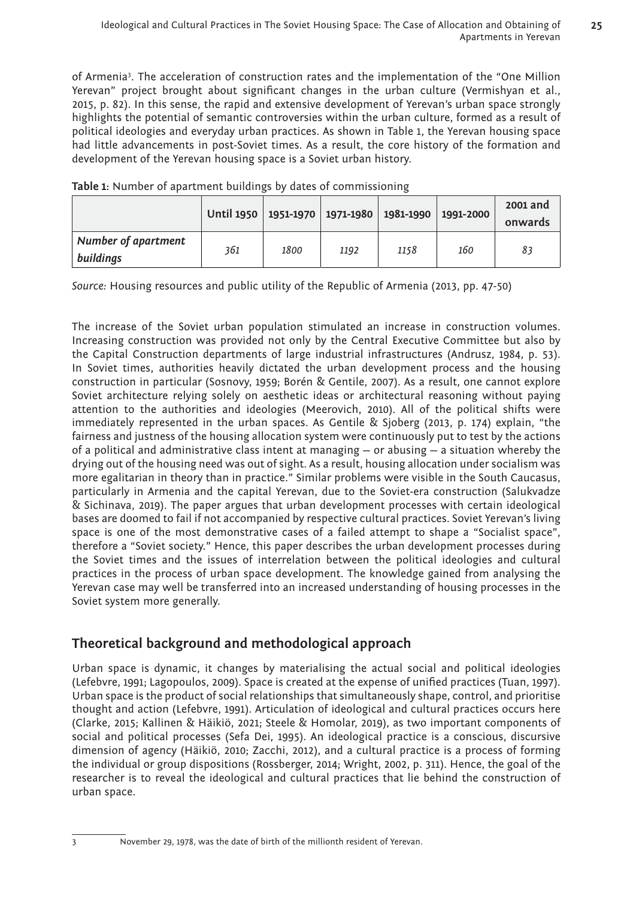of Armenia[3]. The acceleration of construction rates and the implementation of the "One Million Yerevan" project brought about significant changes in the urban culture (Vermishyan et al., 2015, p. 82). In this sense, the rapid and extensive development of Yerevan's urban space strongly highlights the potential of semantic controversies within the urban culture, formed as a result of political ideologies and everyday urban practices. As shown in Table 1, the Yerevan housing space had little advancements in post-Soviet times. As a result, the core history of the formation and development of the Yerevan housing space is a Soviet urban history.

**Table 1**: Number of apartment buildings by dates of commissioning

| | Until 1950 | 1951-1970 | 1971-1980 | 1981-1990 | 1991-2000 | 2001 and onwards |
|---|---|---|---|---|---|---|
| *Number of apartment buildings* | *361* | *1800* | *1192* | *1158* | *160* | *83* |

*Source:* Housing resources and public utility of the Republic of Armenia (2013, pp. 47-50)

The increase of the Soviet urban population stimulated an increase in construction volumes. Increasing construction was provided not only by the Central Executive Committee but also by the Capital Construction departments of large industrial infrastructures (Andrusz, 1984, p. 53). In Soviet times, authorities heavily dictated the urban development process and the housing construction in particular (Sosnovy, 1959; Borén & Gentile, 2007). As a result, one cannot explore Soviet architecture relying solely on aesthetic ideas or architectural reasoning without paying attention to the authorities and ideologies (Meerovich, 2010). All of the political shifts were immediately represented in the urban spaces. As Gentile & Sjoberg (2013, p. 174) explain, "the fairness and justness of the housing allocation system were continuously put to test by the actions of a political and administrative class intent at managing – or abusing – a situation whereby the drying out of the housing need was out of sight. As a result, housing allocation under socialism was more egalitarian in theory than in practice." Similar problems were visible in the South Caucasus, particularly in Armenia and the capital Yerevan, due to the Soviet-era construction (Salukvadze & Sichinava, 2019). The paper argues that urban development processes with certain ideological bases are doomed to fail if not accompanied by respective cultural practices. Soviet Yerevan's living space is one of the most demonstrative cases of a failed attempt to shape a "Socialist space", therefore a "Soviet society." Hence, this paper describes the urban development processes during the Soviet times and the issues of interrelation between the political ideologies and cultural practices in the process of urban space development. The knowledge gained from analysing the Yerevan case may well be transferred into an increased understanding of housing processes in the Soviet system more generally.

## Theoretical background and methodological approach

Urban space is dynamic, it changes by materialising the actual social and political ideologies (Lefebvre, 1991; Lagopoulos, 2009). Space is created at the expense of unified practices (Tuan, 1997). Urban space is the product of social relationships that simultaneously shape, control, and prioritise thought and action (Lefebvre, 1991). Articulation of ideological and cultural practices occurs here (Clarke, 2015; Kallinen & Häikiö, 2021; Steele & Homolar, 2019), as two important components of social and political processes (Sefa Dei, 1995). An ideological practice is a conscious, discursive dimension of agency (Häikiö, 2010; Zacchi, 2012), and a cultural practice is a process of forming the individual or group dispositions (Rossberger, 2014; Wright, 2002, p. 311). Hence, the goal of the researcher is to reveal the ideological and cultural practices that lie behind the construction of urban space.

[3] November 29, 1978, was the date of birth of the millionth resident of Yerevan.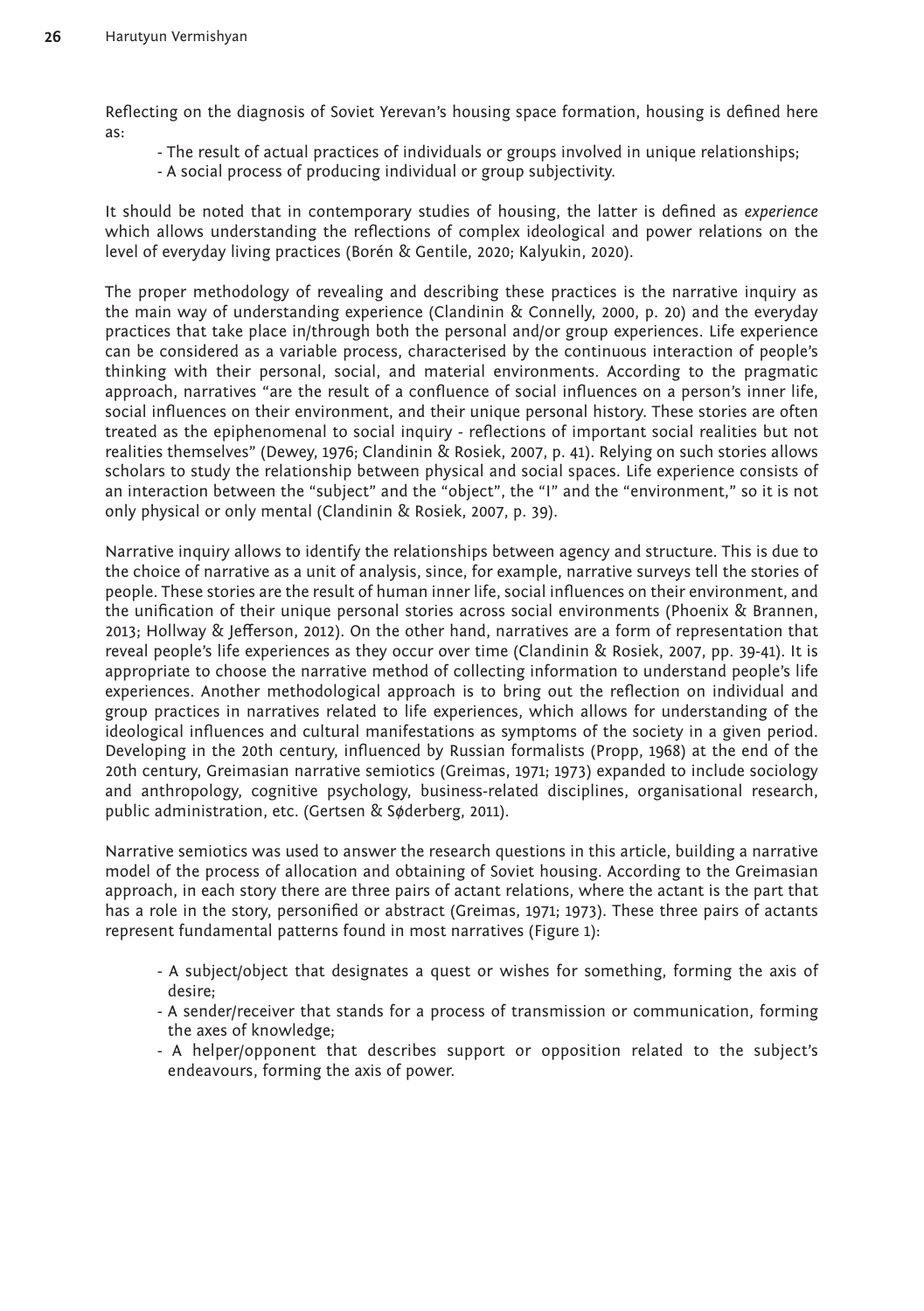Reflecting on the diagnosis of Soviet Yerevan's housing space formation, housing is defined here as:

- The result of actual practices of individuals or groups involved in unique relationships;
- A social process of producing individual or group subjectivity.

It should be noted that in contemporary studies of housing, the latter is defined as *experience* which allows understanding the reflections of complex ideological and power relations on the level of everyday living practices (Borén & Gentile, 2020; Kalyukin, 2020).

The proper methodology of revealing and describing these practices is the narrative inquiry as the main way of understanding experience (Clandinin & Connelly, 2000, p. 20) and the everyday practices that take place in/through both the personal and/or group experiences. Life experience can be considered as a variable process, characterised by the continuous interaction of people's thinking with their personal, social, and material environments. According to the pragmatic approach, narratives "are the result of a confluence of social influences on a person's inner life, social influences on their environment, and their unique personal history. These stories are often treated as the epiphenomenal to social inquiry - reflections of important social realities but not realities themselves" (Dewey, 1976; Clandinin & Rosiek, 2007, p. 41). Relying on such stories allows scholars to study the relationship between physical and social spaces. Life experience consists of an interaction between the "subject" and the "object", the "I" and the "environment," so it is not only physical or only mental (Clandinin & Rosiek, 2007, p. 39).

Narrative inquiry allows to identify the relationships between agency and structure. This is due to the choice of narrative as a unit of analysis, since, for example, narrative surveys tell the stories of people. These stories are the result of human inner life, social influences on their environment, and the unification of their unique personal stories across social environments (Phoenix & Brannen, 2013; Hollway & Jefferson, 2012). On the other hand, narratives are a form of representation that reveal people's life experiences as they occur over time (Clandinin & Rosiek, 2007, pp. 39-41). It is appropriate to choose the narrative method of collecting information to understand people's life experiences. Another methodological approach is to bring out the reflection on individual and group practices in narratives related to life experiences, which allows for understanding of the ideological influences and cultural manifestations as symptoms of the society in a given period. Developing in the 20th century, influenced by Russian formalists (Propp, 1968) at the end of the 20th century, Greimasian narrative semiotics (Greimas, 1971; 1973) expanded to include sociology and anthropology, cognitive psychology, business-related disciplines, organisational research, public administration, etc. (Gertsen & Søderberg, 2011).

Narrative semiotics was used to answer the research questions in this article, building a narrative model of the process of allocation and obtaining of Soviet housing. According to the Greimasian approach, in each story there are three pairs of actant relations, where the actant is the part that has a role in the story, personified or abstract (Greimas, 1971; 1973). These three pairs of actants represent fundamental patterns found in most narratives (Figure 1):

- A subject/object that designates a quest or wishes for something, forming the axis of desire;
- A sender/receiver that stands for a process of transmission or communication, forming the axes of knowledge;
- A helper/opponent that describes support or opposition related to the subject's endeavours, forming the axis of power.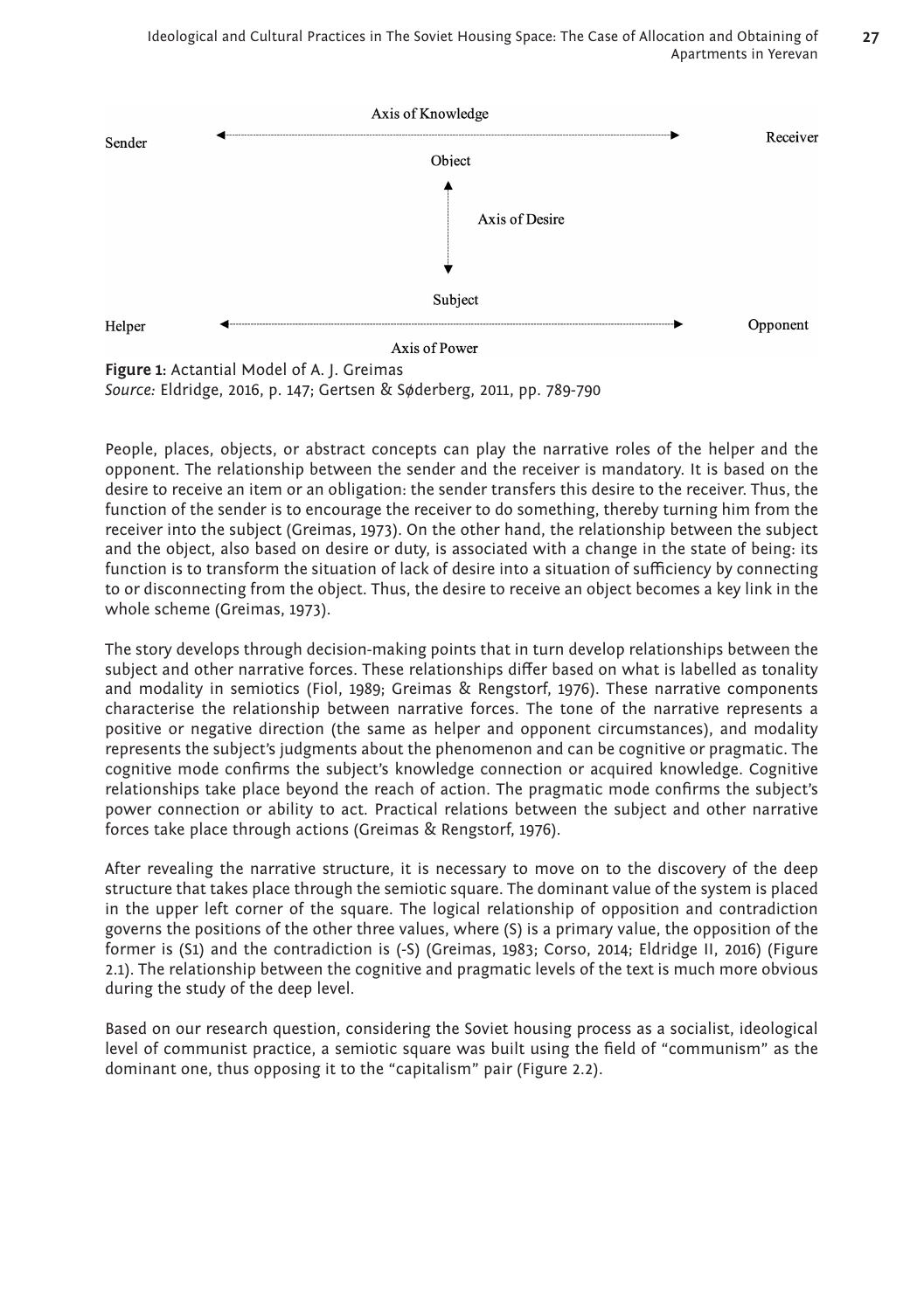**Figure 1:** Actantial Model of A. J. Greimas
*Source:* Eldridge, 2016, p. 147; Gertsen & Søderberg, 2011, pp. 789-790

People, places, objects, or abstract concepts can play the narrative roles of the helper and the opponent. The relationship between the sender and the receiver is mandatory. It is based on the desire to receive an item or an obligation: the sender transfers this desire to the receiver. Thus, the function of the sender is to encourage the receiver to do something, thereby turning him from the receiver into the subject (Greimas, 1973). On the other hand, the relationship between the subject and the object, also based on desire or duty, is associated with a change in the state of being: its function is to transform the situation of lack of desire into a situation of sufficiency by connecting to or disconnecting from the object. Thus, the desire to receive an object becomes a key link in the whole scheme (Greimas, 1973).

The story develops through decision-making points that in turn develop relationships between the subject and other narrative forces. These relationships differ based on what is labelled as tonality and modality in semiotics (Fiol, 1989; Greimas & Rengstorf, 1976). These narrative components characterise the relationship between narrative forces. The tone of the narrative represents a positive or negative direction (the same as helper and opponent circumstances), and modality represents the subject's judgments about the phenomenon and can be cognitive or pragmatic. The cognitive mode confirms the subject's knowledge connection or acquired knowledge. Cognitive relationships take place beyond the reach of action. The pragmatic mode confirms the subject's power connection or ability to act. Practical relations between the subject and other narrative forces take place through actions (Greimas & Rengstorf, 1976).

After revealing the narrative structure, it is necessary to move on to the discovery of the deep structure that takes place through the semiotic square. The dominant value of the system is placed in the upper left corner of the square. The logical relationship of opposition and contradiction governs the positions of the other three values, where (S) is a primary value, the opposition of the former is (S1) and the contradiction is (-S) (Greimas, 1983; Corso, 2014; Eldridge II, 2016) (Figure 2.1). The relationship between the cognitive and pragmatic levels of the text is much more obvious during the study of the deep level.

Based on our research question, considering the Soviet housing process as a socialist, ideological level of communist practice, a semiotic square was built using the field of "communism" as the dominant one, thus opposing it to the "capitalism" pair (Figure 2.2).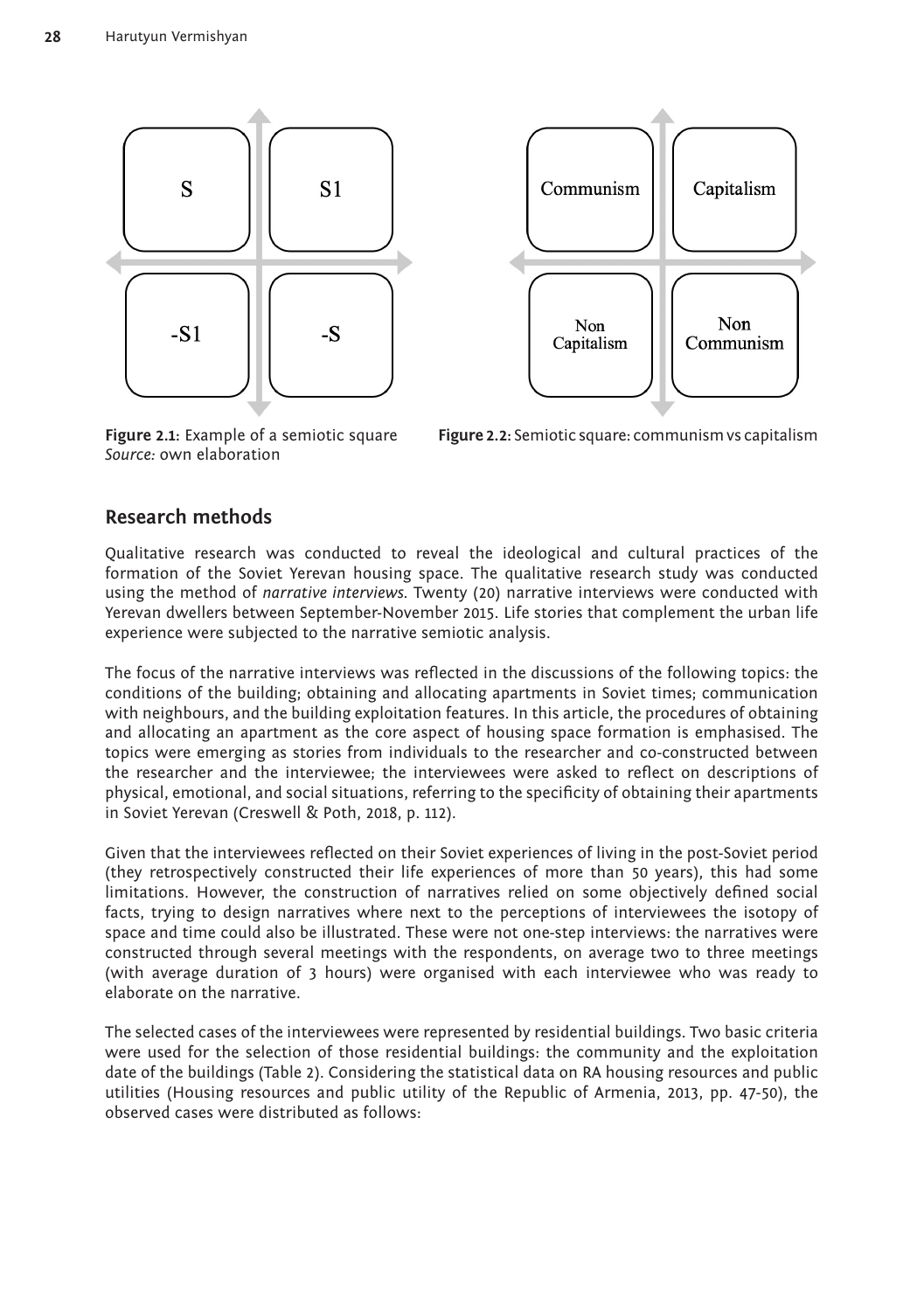| S | S1 |
| --- | --- |
| -S1 | -S |

**Figure 2.1:** Example of a semiotic square
*Source:* own elaboration

| Communism | Capitalism |
| --- | --- |
| Non Capitalism | Non Communism |

**Figure 2.2:** Semiotic square: communism vs capitalism

## Research methods

Qualitative research was conducted to reveal the ideological and cultural practices of the formation of the Soviet Yerevan housing space. The qualitative research study was conducted using the method of *narrative interviews*. Twenty (20) narrative interviews were conducted with Yerevan dwellers between September-November 2015. Life stories that complement the urban life experience were subjected to the narrative semiotic analysis.

The focus of the narrative interviews was reflected in the discussions of the following topics: the conditions of the building; obtaining and allocating apartments in Soviet times; communication with neighbours, and the building exploitation features. In this article, the procedures of obtaining and allocating an apartment as the core aspect of housing space formation is emphasised. The topics were emerging as stories from individuals to the researcher and co-constructed between the researcher and the interviewee; the interviewees were asked to reflect on descriptions of physical, emotional, and social situations, referring to the specificity of obtaining their apartments in Soviet Yerevan (Creswell & Poth, 2018, p. 112).

Given that the interviewees reflected on their Soviet experiences of living in the post-Soviet period (they retrospectively constructed their life experiences of more than 50 years), this had some limitations. However, the construction of narratives relied on some objectively defined social facts, trying to design narratives where next to the perceptions of interviewees the isotopy of space and time could also be illustrated. These were not one-step interviews: the narratives were constructed through several meetings with the respondents, on average two to three meetings (with average duration of 3 hours) were organised with each interviewee who was ready to elaborate on the narrative.

The selected cases of the interviewees were represented by residential buildings. Two basic criteria were used for the selection of those residential buildings: the community and the exploitation date of the buildings (Table 2). Considering the statistical data on RA housing resources and public utilities (Housing resources and public utility of the Republic of Armenia, 2013, pp. 47-50), the observed cases were distributed as follows: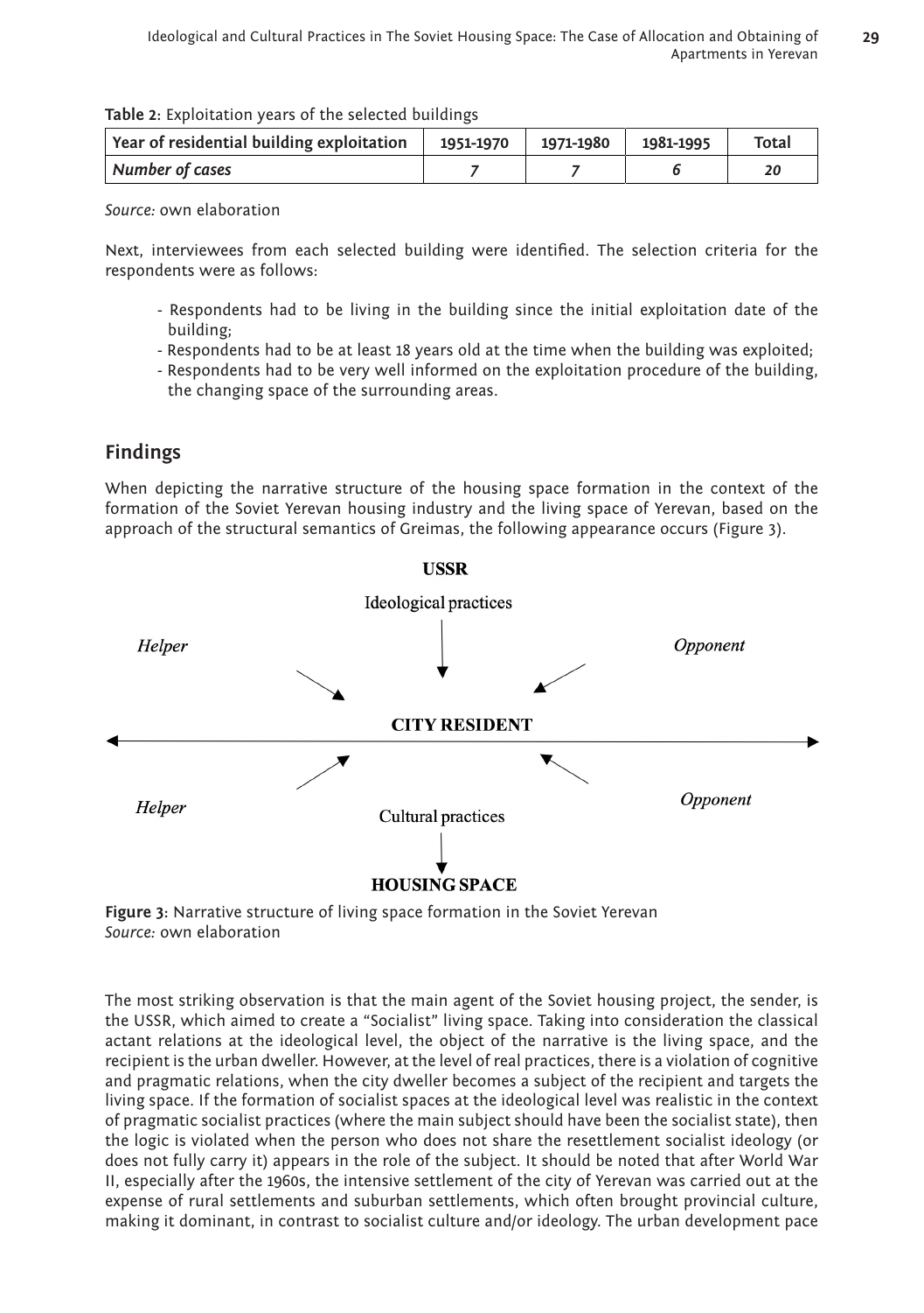**Table 2**: Exploitation years of the selected buildings

| Year of residential building exploitation | 1951-1970 | 1971-1980 | 1981-1995 | Total |
|---|---|---|---|---|
| *Number of cases* | *7* | *7* | *6* | *20* |

*Source:* own elaboration

Next, interviewees from each selected building were identified. The selection criteria for the respondents were as follows:

- Respondents had to be living in the building since the initial exploitation date of the building;
- Respondents had to be at least 18 years old at the time when the building was exploited;
- Respondents had to be very well informed on the exploitation procedure of the building, the changing space of the surrounding areas.

## Findings

When depicting the narrative structure of the housing space formation in the context of the formation of the Soviet Yerevan housing industry and the living space of Yerevan, based on the approach of the structural semantics of Greimas, the following appearance occurs (Figure 3).

**USSR**

Ideological practices

*Helper* *Opponent*

**CITY RESIDENT**

*Helper* *Opponent*

Cultural practices

**HOUSING SPACE**

**Figure 3**: Narrative structure of living space formation in the Soviet Yerevan
*Source:* own elaboration

The most striking observation is that the main agent of the Soviet housing project, the sender, is the USSR, which aimed to create a "Socialist" living space. Taking into consideration the classical actant relations at the ideological level, the object of the narrative is the living space, and the recipient is the urban dweller. However, at the level of real practices, there is a violation of cognitive and pragmatic relations, when the city dweller becomes a subject of the recipient and targets the living space. If the formation of socialist spaces at the ideological level was realistic in the context of pragmatic socialist practices (where the main subject should have been the socialist state), then the logic is violated when the person who does not share the resettlement socialist ideology (or does not fully carry it) appears in the role of the subject. It should be noted that after World War II, especially after the 1960s, the intensive settlement of the city of Yerevan was carried out at the expense of rural settlements and suburban settlements, which often brought provincial culture, making it dominant, in contrast to socialist culture and/or ideology. The urban development pace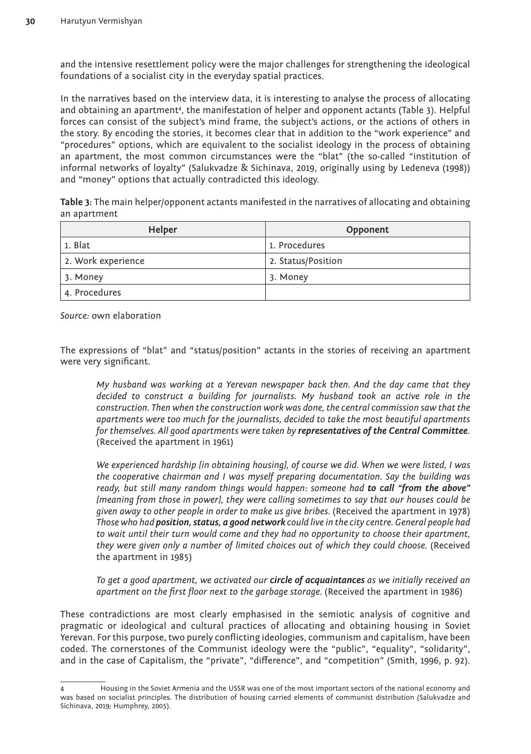and the intensive resettlement policy were the major challenges for strengthening the ideological foundations of a socialist city in the everyday spatial practices.

In the narratives based on the interview data, it is interesting to analyse the process of allocating and obtaining an apartment[4], the manifestation of helper and opponent actants (Table 3). Helpful forces can consist of the subject's mind frame, the subject's actions, or the actions of others in the story. By encoding the stories, it becomes clear that in addition to the "work experience" and "procedures" options, which are equivalent to the socialist ideology in the process of obtaining an apartment, the most common circumstances were the "blat" (the so-called "institution of informal networks of loyalty" (Salukvadze & Sichinava, 2019, originally using by Ledeneva (1998)) and "money" options that actually contradicted this ideology.

**Table 3:** The main helper/opponent actants manifested in the narratives of allocating and obtaining an apartment

| Helper | Opponent |
|---|---|
| 1. Blat | 1. Procedures |
| 2. Work experience | 2. Status/Position |
| 3. Money | 3. Money |
| 4. Procedures | |

*Source:* own elaboration

The expressions of "blat" and "status/position" actants in the stories of receiving an apartment were very significant.

> *My husband was working at a Yerevan newspaper back then. And the day came that they decided to construct a building for journalists. My husband took an active role in the construction. Then when the construction work was done, the central commission saw that the apartments were too much for the journalists, decided to take the most beautiful apartments for themselves. All good apartments were taken by* ***representatives of the Central Committee****.* (Received the apartment in 1961)
>
> *We experienced hardship [in obtaining housing], of course we did. When we were listed, I was the cooperative chairman and I was myself preparing documentation. Say the building was ready, but still many random things would happen: someone had* ***to call "from the above"*** *[meaning from those in power], they were calling sometimes to say that our houses could be given away to other people in order to make us give bribes.* (Received the apartment in 1978)
> *Those who had* ***position, status, a good network*** *could live in the city centre. General people had to wait until their turn would come and they had no opportunity to choose their apartment, they were given only a number of limited choices out of which they could choose.* (Received the apartment in 1985)
>
> *To get a good apartment, we activated our* ***circle of acquaintances*** *as we initially received an apartment on the first floor next to the garbage storage.* (Received the apartment in 1986)

These contradictions are most clearly emphasised in the semiotic analysis of cognitive and pragmatic or ideological and cultural practices of allocating and obtaining housing in Soviet Yerevan. For this purpose, two purely conflicting ideologies, communism and capitalism, have been coded. The cornerstones of the Communist ideology were the "public", "equality", "solidarity", and in the case of Capitalism, the "private", "difference", and "competition" (Smith, 1996, p. 92).

---

[4] Housing in the Soviet Armenia and the USSR was one of the most important sectors of the national economy and was based on socialist principles. The distribution of housing carried elements of communist distribution (Salukvadze and Sichinava, 2019; Humphrey, 2005).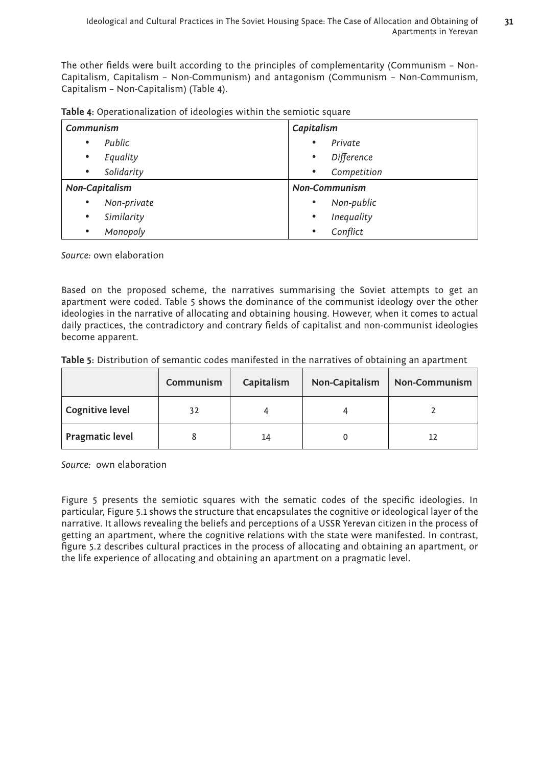The other fields were built according to the principles of complementarity (Communism – Non-Capitalism, Capitalism – Non-Communism) and antagonism (Communism – Non-Communism, Capitalism – Non-Capitalism) (Table 4).

**Table 4**: Operationalization of ideologies within the semiotic square

| ***Communism*** | ***Capitalism*** |
|---|---|
| • *Public*<br>• *Equality*<br>• *Solidarity* | • *Private*<br>• *Difference*<br>• *Competition* |
| ***Non-Capitalism*** | ***Non-Communism*** |
| • *Non-private*<br>• *Similarity*<br>• *Monopoly* | • *Non-public*<br>• *Inequality*<br>• *Conflict* |

*Source:* own elaboration

Based on the proposed scheme, the narratives summarising the Soviet attempts to get an apartment were coded. Table 5 shows the dominance of the communist ideology over the other ideologies in the narrative of allocating and obtaining housing. However, when it comes to actual daily practices, the contradictory and contrary fields of capitalist and non-communist ideologies become apparent.

**Table 5**: Distribution of semantic codes manifested in the narratives of obtaining an apartment

| | Communism | Capitalism | Non-Capitalism | Non-Communism |
|---|---|---|---|---|
| **Cognitive level** | 32 | 4 | 4 | 2 |
| **Pragmatic level** | 8 | 14 | 0 | 12 |

*Source:* own elaboration

Figure 5 presents the semiotic squares with the sematic codes of the specific ideologies. In particular, Figure 5.1 shows the structure that encapsulates the cognitive or ideological layer of the narrative. It allows revealing the beliefs and perceptions of a USSR Yerevan citizen in the process of getting an apartment, where the cognitive relations with the state were manifested. In contrast, figure 5.2 describes cultural practices in the process of allocating and obtaining an apartment, or the life experience of allocating and obtaining an apartment on a pragmatic level.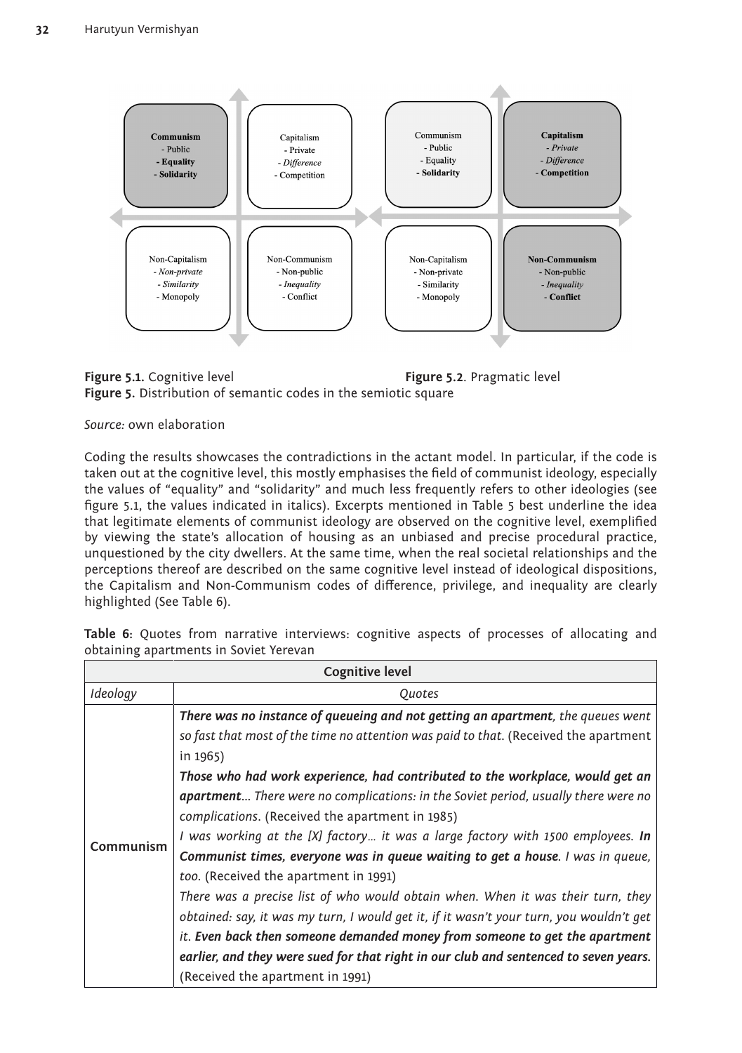**Figure 5.1.** Cognitive level

| Communism<br>- Public<br>- Equality<br>- Solidarity | Capitalism<br>- Private<br>- *Difference*<br>- Competition |
|---|---|
| Non-Capitalism<br>- *Non-private*<br>- *Similarity*<br>- Monopoly | Non-Communism<br>- Non-public<br>- *Inequality*<br>- Conflict |

**Figure 5.2**. Pragmatic level

| Communism<br>- Public<br>- Equality<br>- Solidarity | Capitalism<br>- *Private*<br>- *Difference*<br>- Competition |
|---|---|
| Non-Capitalism<br>- Non-private<br>- Similarity<br>- Monopoly | Non-Communism<br>- Non-public<br>- *Inequality*<br>- Conflict |

**Figure 5.** Distribution of semantic codes in the semiotic square

*Source:* own elaboration

Coding the results showcases the contradictions in the actant model. In particular, if the code is taken out at the cognitive level, this mostly emphasises the field of communist ideology, especially the values of "equality" and "solidarity" and much less frequently refers to other ideologies (see figure 5.1, the values indicated in italics). Excerpts mentioned in Table 5 best underline the idea that legitimate elements of communist ideology are observed on the cognitive level, exemplified by viewing the state's allocation of housing as an unbiased and precise procedural practice, unquestioned by the city dwellers. At the same time, when the real societal relationships and the perceptions thereof are described on the same cognitive level instead of ideological dispositions, the Capitalism and Non-Communism codes of difference, privilege, and inequality are clearly highlighted (See Table 6).

**Table 6:** Quotes from narrative interviews: cognitive aspects of processes of allocating and obtaining apartments in Soviet Yerevan

| Cognitive level | |
|---|---|
| *Ideology* | *Quotes* |
| **Communism** | ***There was no instance of queueing and not getting an apartment**, the queues went so fast that most of the time no attention was paid to that.* (Received the apartment in 1965)<br>***Those who had work experience, had contributed to the workplace, would get an apartment**… There were no complications: in the Soviet period, usually there were no complications.* (Received the apartment in 1985)<br>*I was working at the [X] factory… it was a large factory with 1500 employees.* ***In Communist times, everyone was in queue waiting to get a house**. I was in queue, too.* (Received the apartment in 1991)<br>*There was a precise list of who would obtain when. When it was their turn, they obtained: say, it was my turn, I would get it, if it wasn't your turn, you wouldn't get it.* ***Even back then someone demanded money from someone to get the apartment earlier, and they were sued for that right in our club and sentenced to seven years.*** (Received the apartment in 1991) |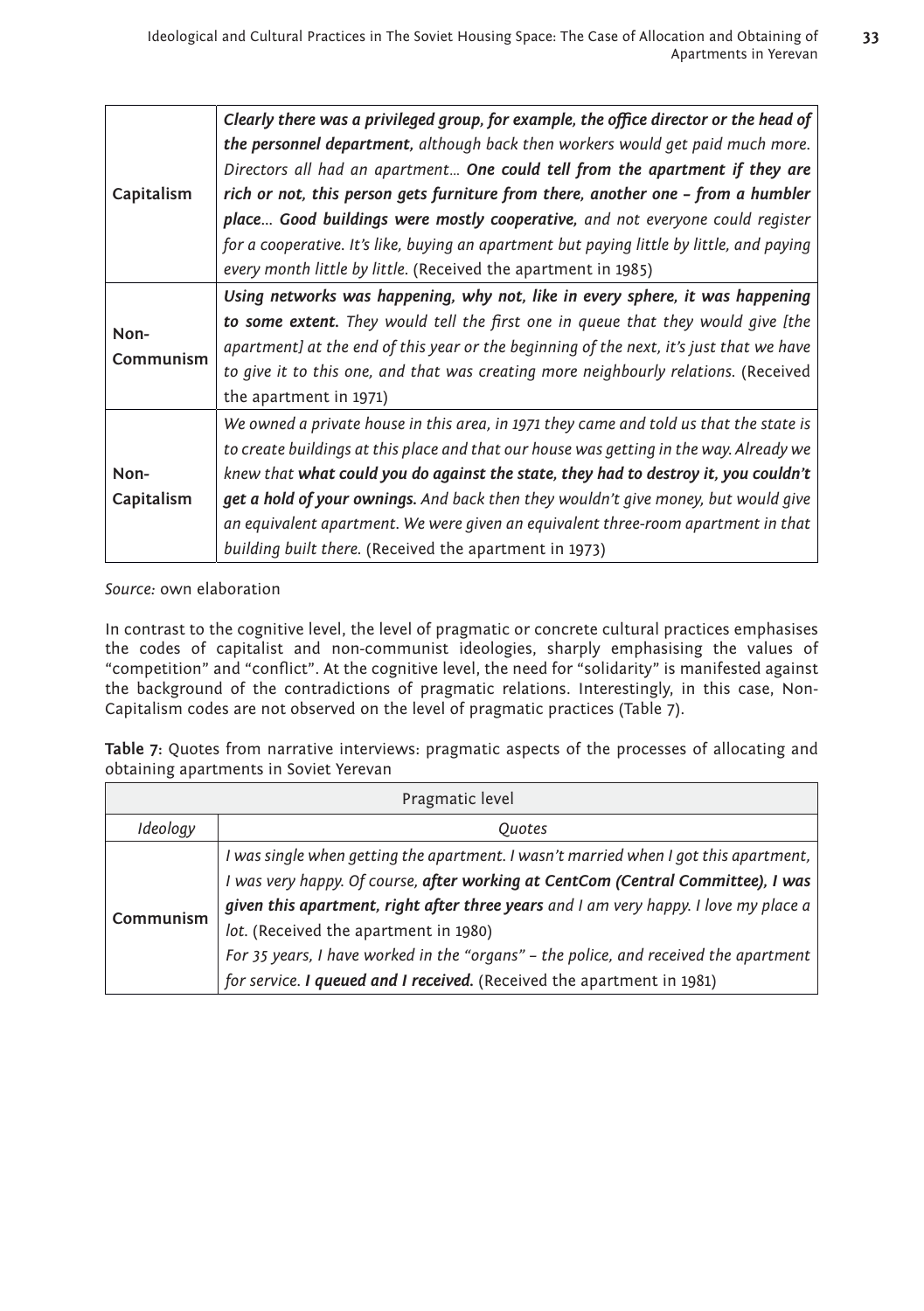| | |
|---|---|
| **Capitalism** | ***Clearly there was a privileged group, for example, the office director or the head of the personnel department,*** *although back then workers would get paid much more. Directors all had an apartment...* ***One could tell from the apartment if they are rich or not, this person gets furniture from there, another one – from a humbler place... Good buildings were mostly cooperative,*** *and not everyone could register for a cooperative. It's like, buying an apartment but paying little by little, and paying every month little by little.* (Received the apartment in 1985) |
| **Non-Communism** | ***Using networks was happening, why not, like in every sphere, it was happening to some extent.*** *They would tell the first one in queue that they would give [the apartment] at the end of this year or the beginning of the next, it's just that we have to give it to this one, and that was creating more neighbourly relations.* (Received the apartment in 1971) |
| **Non-Capitalism** | *We owned a private house in this area, in 1971 they came and told us that the state is to create buildings at this place and that our house was getting in the way. Already we knew that* ***what could you do against the state, they had to destroy it, you couldn't get a hold of your ownings.*** *And back then they wouldn't give money, but would give an equivalent apartment. We were given an equivalent three-room apartment in that building built there.* (Received the apartment in 1973) |

*Source:* own elaboration

In contrast to the cognitive level, the level of pragmatic or concrete cultural practices emphasises the codes of capitalist and non-communist ideologies, sharply emphasising the values of "competition" and "conflict". At the cognitive level, the need for "solidarity" is manifested against the background of the contradictions of pragmatic relations. Interestingly, in this case, Non-Capitalism codes are not observed on the level of pragmatic practices (Table 7).

**Table 7:** Quotes from narrative interviews: pragmatic aspects of the processes of allocating and obtaining apartments in Soviet Yerevan

| Pragmatic level | |
|---|---|
| *Ideology* | *Quotes* |
| **Communism** | *I was single when getting the apartment. I wasn't married when I got this apartment, I was very happy. Of course,* ***after working at CentCom (Central Committee), I was given this apartment, right after three years*** *and I am very happy. I love my place a lot.* (Received the apartment in 1980)<br>*For 35 years, I have worked in the "organs" – the police, and received the apartment for service.* ***I queued and I received.*** (Received the apartment in 1981) |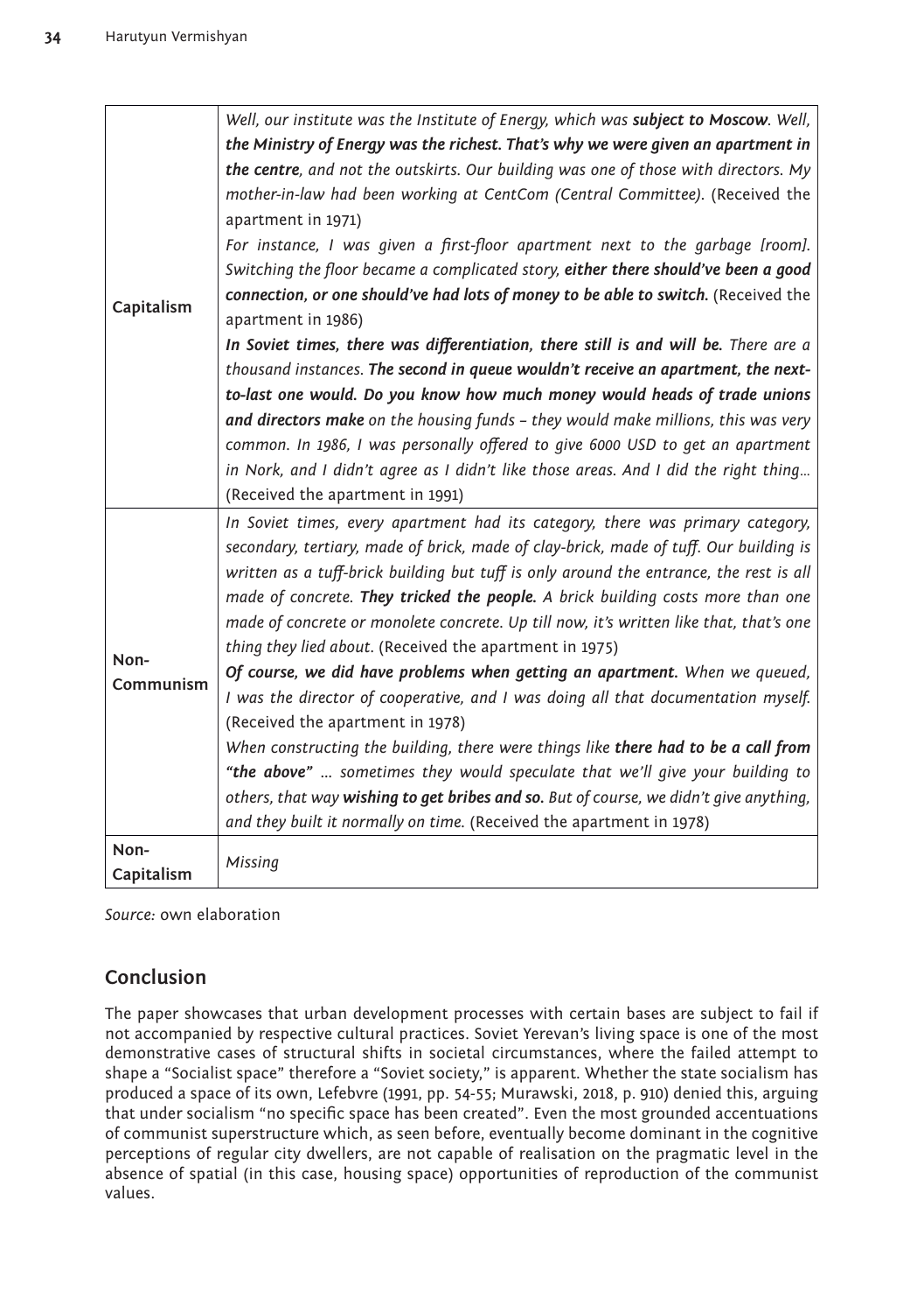| | |
|---|---|
| **Capitalism** | *Well, our institute was the Institute of Energy, which was **subject to Moscow**. Well, **the Ministry of Energy was the richest. That's why we were given an apartment in the centre**, and not the outskirts. Our building was one of those with directors. My mother-in-law had been working at CentCom (Central Committee).* (Received the apartment in 1971)<br>*For instance, I was given a first-floor apartment next to the garbage [room]. Switching the floor became a complicated story, **either there should've been a good connection, or one should've had lots of money to be able to switch.*** (Received the apartment in 1986)<br>***In Soviet times, there was differentiation, there still is and will be.** There are a thousand instances. **The second in queue wouldn't receive an apartment, the next-to-last one would. Do you know how much money would heads of trade unions and directors make** on the housing funds – they would make millions, this was very common. In 1986, I was personally offered to give 6000 USD to get an apartment in Nork, and I didn't agree as I didn't like those areas. And I did the right thing…* (Received the apartment in 1991) |
| **Non-Communism** | *In Soviet times, every apartment had its category, there was primary category, secondary, tertiary, made of brick, made of clay-brick, made of tuff. Our building is written as a tuff-brick building but tuff is only around the entrance, the rest is all made of concrete. **They tricked the people.** A brick building costs more than one made of concrete or monolete concrete. Up till now, it's written like that, that's one thing they lied about.* (Received the apartment in 1975)<br>***Of course, we did have problems when getting an apartment.** When we queued, I was the director of cooperative, and I was doing all that documentation myself.* (Received the apartment in 1978)<br>*When constructing the building, there were things like **there had to be a call from "the above"** … sometimes they would speculate that we'll give your building to others, that way **wishing to get bribes and so.** But of course, we didn't give anything, and they built it normally on time.* (Received the apartment in 1978) |
| **Non-Capitalism** | *Missing* |

*Source:* own elaboration

## Conclusion

The paper showcases that urban development processes with certain bases are subject to fail if not accompanied by respective cultural practices. Soviet Yerevan's living space is one of the most demonstrative cases of structural shifts in societal circumstances, where the failed attempt to shape a "Socialist space" therefore a "Soviet society," is apparent. Whether the state socialism has produced a space of its own, Lefebvre (1991, pp. 54-55; Murawski, 2018, p. 910) denied this, arguing that under socialism "no specific space has been created". Even the most grounded accentuations of communist superstructure which, as seen before, eventually become dominant in the cognitive perceptions of regular city dwellers, are not capable of realisation on the pragmatic level in the absence of spatial (in this case, housing space) opportunities of reproduction of the communist values.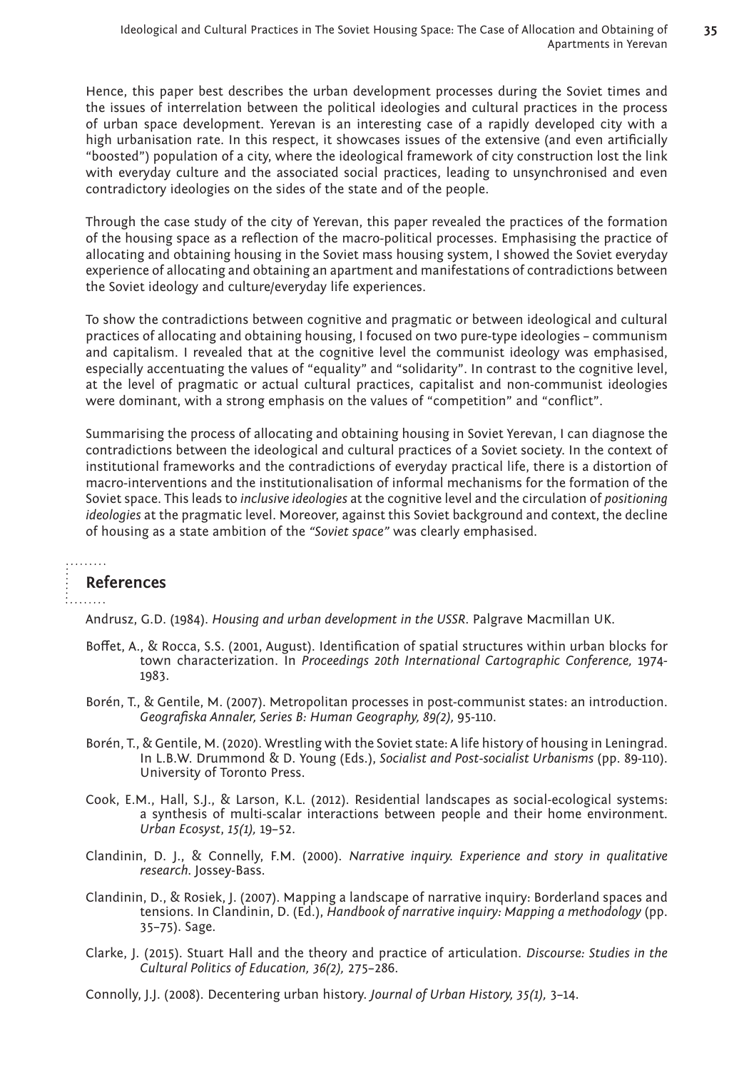Hence, this paper best describes the urban development processes during the Soviet times and the issues of interrelation between the political ideologies and cultural practices in the process of urban space development. Yerevan is an interesting case of a rapidly developed city with a high urbanisation rate. In this respect, it showcases issues of the extensive (and even artificially "boosted") population of a city, where the ideological framework of city construction lost the link with everyday culture and the associated social practices, leading to unsynchronised and even contradictory ideologies on the sides of the state and of the people.

Through the case study of the city of Yerevan, this paper revealed the practices of the formation of the housing space as a reflection of the macro-political processes. Emphasising the practice of allocating and obtaining housing in the Soviet mass housing system, I showed the Soviet everyday experience of allocating and obtaining an apartment and manifestations of contradictions between the Soviet ideology and culture/everyday life experiences.

To show the contradictions between cognitive and pragmatic or between ideological and cultural practices of allocating and obtaining housing, I focused on two pure-type ideologies – communism and capitalism. I revealed that at the cognitive level the communist ideology was emphasised, especially accentuating the values of "equality" and "solidarity". In contrast to the cognitive level, at the level of pragmatic or actual cultural practices, capitalist and non-communist ideologies were dominant, with a strong emphasis on the values of "competition" and "conflict".

Summarising the process of allocating and obtaining housing in Soviet Yerevan, I can diagnose the contradictions between the ideological and cultural practices of a Soviet society. In the context of institutional frameworks and the contradictions of everyday practical life, there is a distortion of macro-interventions and the institutionalisation of informal mechanisms for the formation of the Soviet space. This leads to *inclusive ideologies* at the cognitive level and the circulation of *positioning ideologies* at the pragmatic level. Moreover, against this Soviet background and context, the decline of housing as a state ambition of the *"Soviet space"* was clearly emphasised.

## References

Andrusz, G.D. (1984). *Housing and urban development in the USSR*. Palgrave Macmillan UK.

Boffet, A., & Rocca, S.S. (2001, August). Identification of spatial structures within urban blocks for town characterization. In *Proceedings 20th International Cartographic Conference,* 1974-1983.

Borén, T., & Gentile, M. (2007). Metropolitan processes in post-communist states: an introduction. *Geografiska Annaler, Series B: Human Geography, 89(2),* 95-110.

Borén, T., & Gentile, M. (2020). Wrestling with the Soviet state: A life history of housing in Leningrad. In L.B.W. Drummond & D. Young (Eds.), *Socialist and Post-socialist Urbanisms* (pp. 89-110). University of Toronto Press.

Cook, E.M., Hall, S.J., & Larson, K.L. (2012). Residential landscapes as social-ecological systems: a synthesis of multi-scalar interactions between people and their home environment. *Urban Ecosyst*, *15(1),* 19–52.

Clandinin, D. J., & Connelly, F.M. (2000). *Narrative inquiry. Experience and story in qualitative research*. Jossey-Bass.

Clandinin, D., & Rosiek, J. (2007). Mapping a landscape of narrative inquiry: Borderland spaces and tensions. In Clandinin, D. (Ed.), *Handbook of narrative inquiry: Mapping a methodology* (pp. 35–75). Sage.

Clarke, J. (2015). Stuart Hall and the theory and practice of articulation. *Discourse: Studies in the Cultural Politics of Education, 36(2),* 275–286.

Connolly, J.J. (2008). Decentering urban history. *Journal of Urban History, 35(1),* 3–14.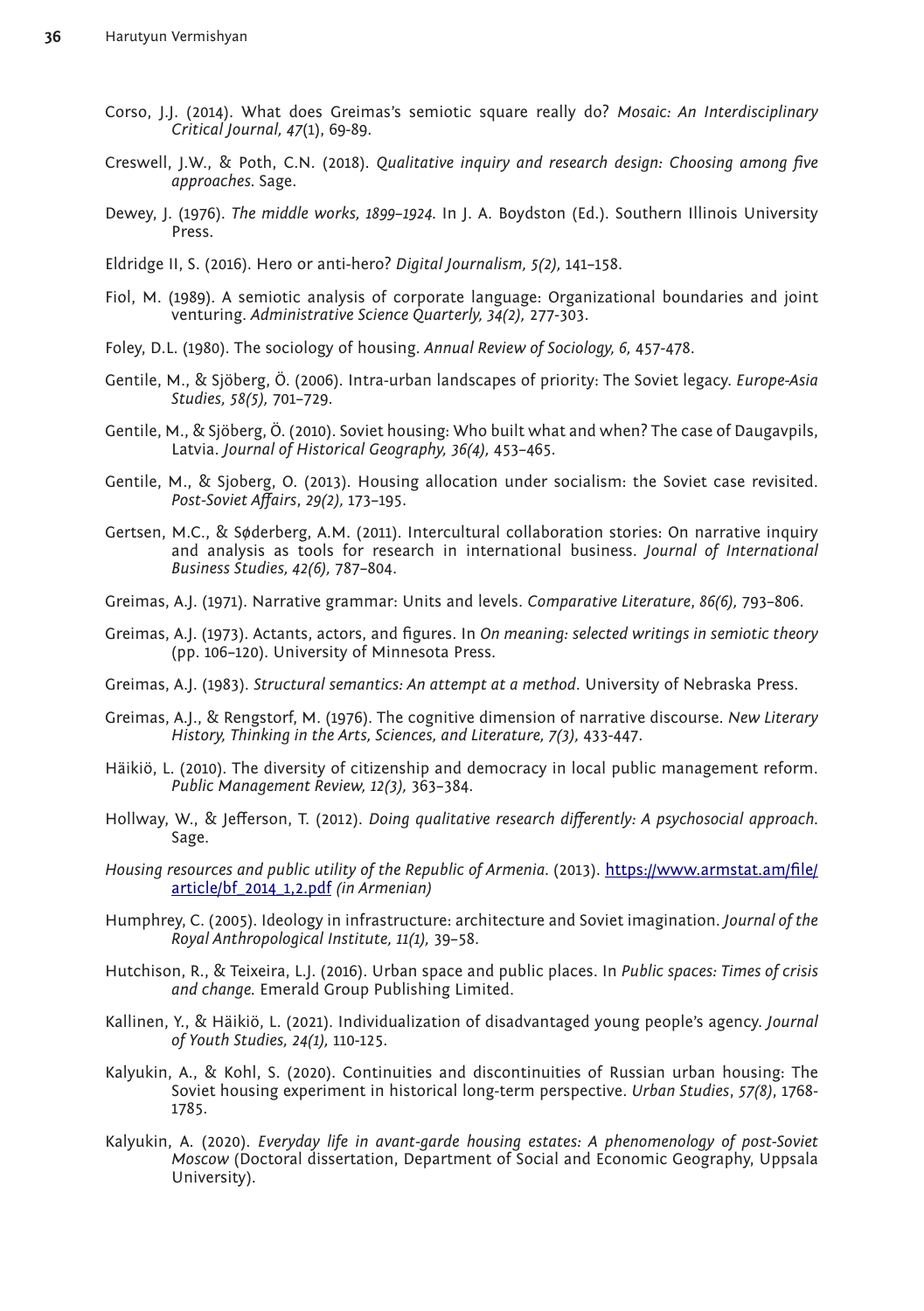Corso, J.J. (2014). What does Greimas's semiotic square really do? *Mosaic: An Interdisciplinary Critical Journal, 47*(1), 69-89.

Creswell, J.W., & Poth, C.N. (2018). *Qualitative inquiry and research design: Choosing among five approaches*. Sage.

Dewey, J. (1976). *The middle works, 1899–1924*. In J. A. Boydston (Ed.). Southern Illinois University Press.

Eldridge II, S. (2016). Hero or anti-hero? *Digital Journalism, 5(2),* 141–158.

Fiol, M. (1989). A semiotic analysis of corporate language: Organizational boundaries and joint venturing. *Administrative Science Quarterly, 34(2),* 277-303.

Foley, D.L. (1980). The sociology of housing. *Annual Review of Sociology, 6,* 457-478.

Gentile, M., & Sjöberg, Ö. (2006). Intra-urban landscapes of priority: The Soviet legacy. *Europe-Asia Studies, 58(5),* 701–729.

Gentile, M., & Sjöberg, Ö. (2010). Soviet housing: Who built what and when? The case of Daugavpils, Latvia. *Journal of Historical Geography, 36(4),* 453–465.

Gentile, M., & Sjoberg, O. (2013). Housing allocation under socialism: the Soviet case revisited. *Post-Soviet Affairs*, *29(2),* 173–195.

Gertsen, M.C., & Søderberg, A.M. (2011). Intercultural collaboration stories: On narrative inquiry and analysis as tools for research in international business. *Journal of International Business Studies, 42(6),* 787–804.

Greimas, A.J. (1971). Narrative grammar: Units and levels. *Comparative Literature*, *86(6),* 793–806.

Greimas, A.J. (1973). Actants, actors, and figures. In *On meaning: selected writings in semiotic theory* (pp. 106–120). University of Minnesota Press.

Greimas, A.J. (1983). *Structural semantics: An attempt at a method*. University of Nebraska Press.

Greimas, A.J., & Rengstorf, M. (1976). The cognitive dimension of narrative discourse. *New Literary History, Thinking in the Arts, Sciences, and Literature, 7(3),* 433-447.

Häikiö, L. (2010). The diversity of citizenship and democracy in local public management reform. *Public Management Review, 12(3),* 363–384.

Hollway, W., & Jefferson, T. (2012). *Doing qualitative research differently: A psychosocial approach*. Sage.

*Housing resources and public utility of the Republic of Armenia*. (2013). https://www.armstat.am/file/article/bf_2014_1,2.pdf *(in Armenian)*

Humphrey, C. (2005). Ideology in infrastructure: architecture and Soviet imagination. *Journal of the Royal Anthropological Institute, 11(1),* 39–58.

Hutchison, R., & Teixeira, L.J. (2016). Urban space and public places. In *Public spaces: Times of crisis and change*. Emerald Group Publishing Limited.

Kallinen, Y., & Häikiö, L. (2021). Individualization of disadvantaged young people's agency. *Journal of Youth Studies, 24(1),* 110-125.

Kalyukin, A., & Kohl, S. (2020). Continuities and discontinuities of Russian urban housing: The Soviet housing experiment in historical long-term perspective. *Urban Studies*, *57(8)*, 1768-1785.

Kalyukin, A. (2020). *Everyday life in avant-garde housing estates: A phenomenology of post-Soviet Moscow* (Doctoral dissertation, Department of Social and Economic Geography, Uppsala University).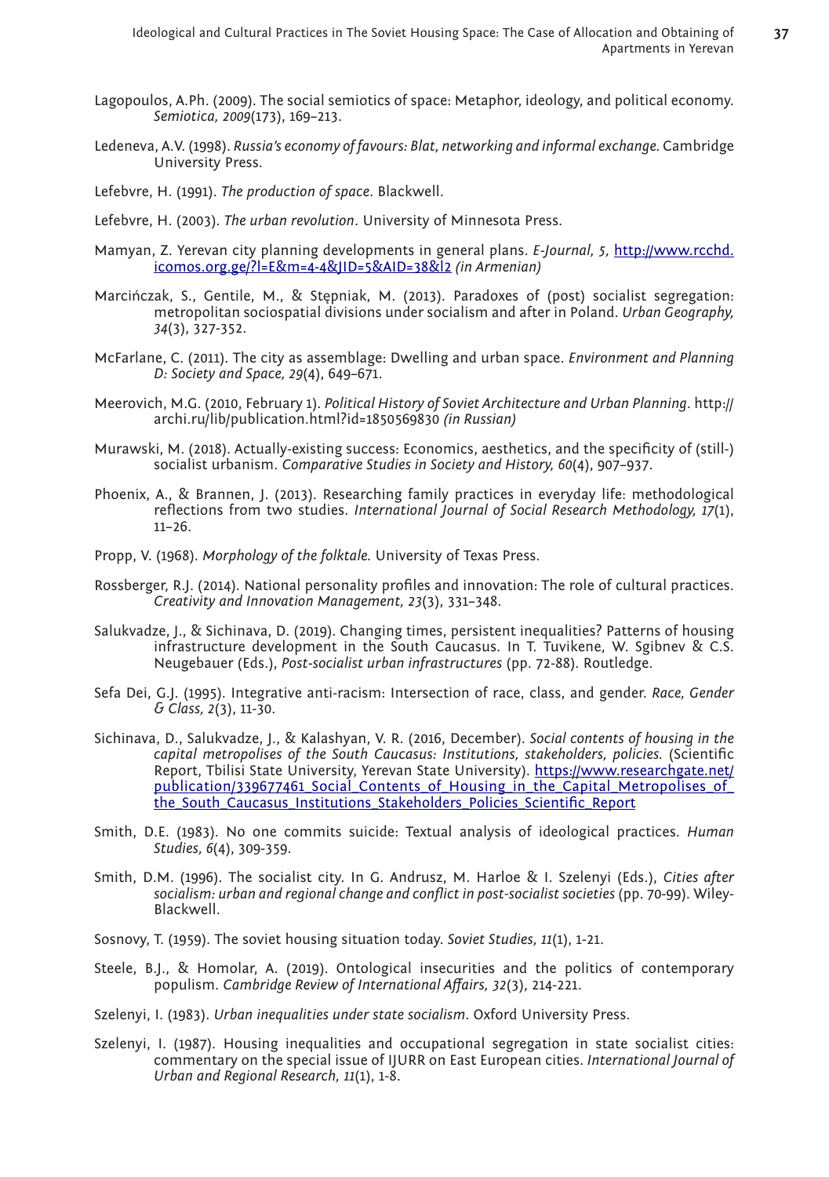Lagopoulos, A.Ph. (2009). The social semiotics of space: Metaphor, ideology, and political economy. *Semiotica, 2009*(173), 169–213.

Ledeneva, A.V. (1998). *Russia's economy of favours: Blat, networking and informal exchange*. Cambridge University Press.

Lefebvre, H. (1991). *The production of space*. Blackwell.

Lefebvre, H. (2003). *The urban revolution*. University of Minnesota Press.

Mamyan, Z. Yerevan city planning developments in general plans. *E-Journal, 5,* http://www.rcchd.icomos.org.ge/?l=E&m=4-4&JID=5&AID=38&l2 *(in Armenian)*

Marcińczak, S., Gentile, M., & Stępniak, M. (2013). Paradoxes of (post) socialist segregation: metropolitan sociospatial divisions under socialism and after in Poland. *Urban Geography, 34*(3), 327-352.

McFarlane, C. (2011). The city as assemblage: Dwelling and urban space. *Environment and Planning D: Society and Space, 29*(4), 649–671.

Meerovich, M.G. (2010, February 1). *Political History of Soviet Architecture and Urban Planning*. http://archi.ru/lib/publication.html?id=1850569830 *(in Russian)*

Murawski, M. (2018). Actually-existing success: Economics, aesthetics, and the specificity of (still-) socialist urbanism. *Comparative Studies in Society and History, 60*(4), 907–937.

Phoenix, A., & Brannen, J. (2013). Researching family practices in everyday life: methodological reflections from two studies. *International Journal of Social Research Methodology, 17*(1), 11–26.

Propp, V. (1968). *Morphology of the folktale.* University of Texas Press.

Rossberger, R.J. (2014). National personality profiles and innovation: The role of cultural practices. *Creativity and Innovation Management, 23*(3), 331–348.

Salukvadze, J., & Sichinava, D. (2019). Changing times, persistent inequalities? Patterns of housing infrastructure development in the South Caucasus. In T. Tuvikene, W. Sgibnev & C.S. Neugebauer (Eds.), *Post-socialist urban infrastructures* (pp. 72-88). Routledge.

Sefa Dei, G.J. (1995). Integrative anti-racism: Intersection of race, class, and gender. *Race, Gender & Class, 2*(3), 11-30.

Sichinava, D., Salukvadze, J., & Kalashyan, V. R. (2016, December). *Social contents of housing in the capital metropolises of the South Caucasus: Institutions, stakeholders, policies.* (Scientific Report, Tbilisi State University, Yerevan State University). https://www.researchgate.net/publication/339677461_Social_Contents_of_Housing_in_the_Capital_Metropolises_of_the_South_Caucasus_Institutions_Stakeholders_Policies_Scientific_Report

Smith, D.E. (1983). No one commits suicide: Textual analysis of ideological practices. *Human Studies, 6*(4), 309-359.

Smith, D.M. (1996). The socialist city. In G. Andrusz, M. Harloe & I. Szelenyi (Eds.), *Cities after socialism: urban and regional change and conflict in post-socialist societies* (pp. 70-99). Wiley-Blackwell.

Sosnovy, T. (1959). The soviet housing situation today. *Soviet Studies, 11*(1), 1-21.

Steele, B.J., & Homolar, A. (2019). Ontological insecurities and the politics of contemporary populism. *Cambridge Review of International Affairs, 32*(3), 214-221.

Szelenyi, I. (1983). *Urban inequalities under state socialism*. Oxford University Press.

Szelenyi, I. (1987). Housing inequalities and occupational segregation in state socialist cities: commentary on the special issue of IJURR on East European cities. *International Journal of Urban and Regional Research, 11*(1), 1-8.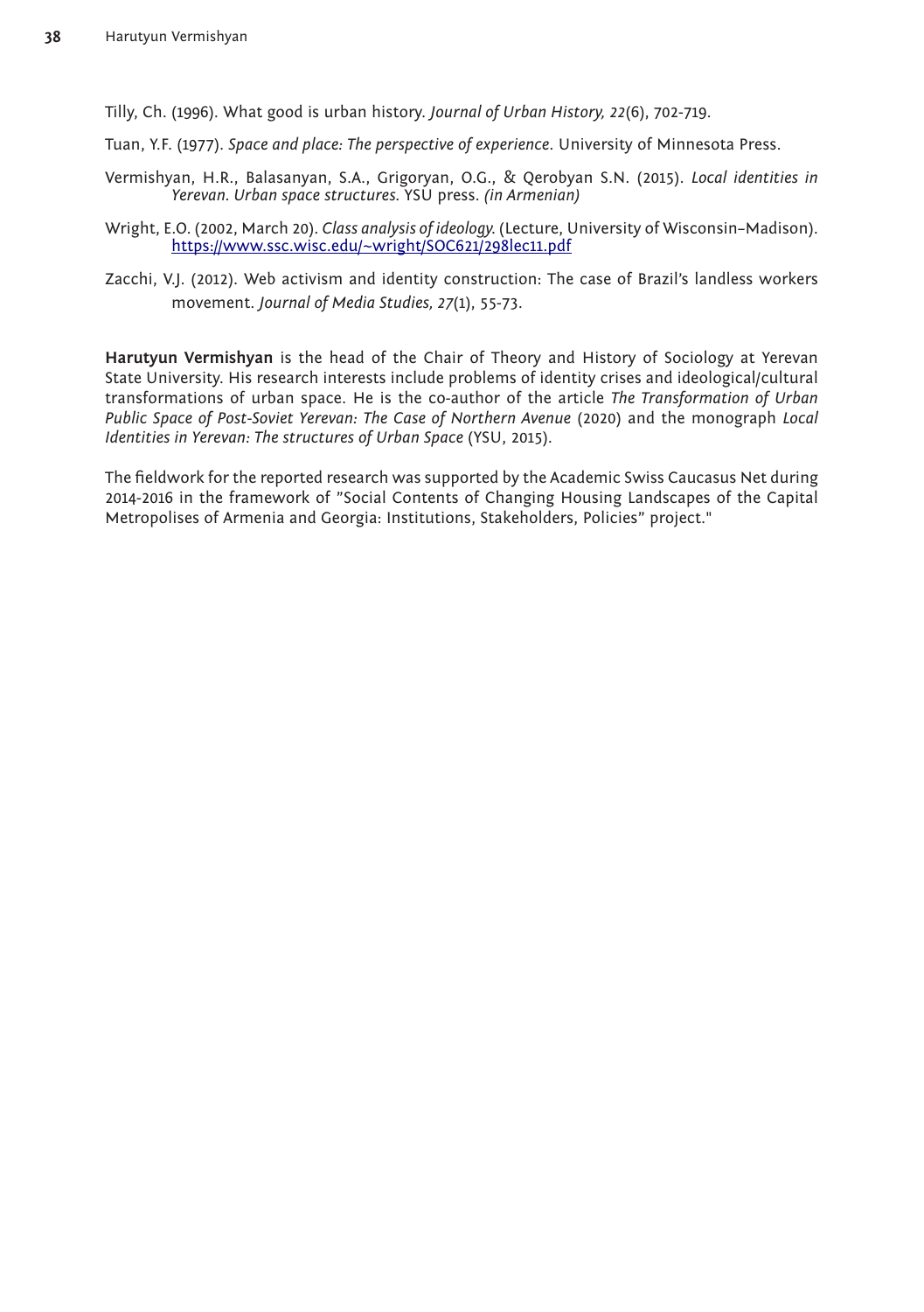Tilly, Ch. (1996). What good is urban history. *Journal of Urban History, 22*(6), 702-719.

Tuan, Y.F. (1977). *Space and place: The perspective of experience*. University of Minnesota Press.

Vermishyan, H.R., Balasanyan, S.A., Grigoryan, O.G., & Qerobyan S.N. (2015). *Local identities in Yerevan. Urban space structures.* YSU press. *(in Armenian)*

Wright, E.O. (2002, March 20). *Class analysis of ideology.* (Lecture, University of Wisconsin–Madison). https://www.ssc.wisc.edu/~wright/SOC621/298lec11.pdf

Zacchi, V.J. (2012). Web activism and identity construction: The case of Brazil's landless workers movement. *Journal of Media Studies, 27*(1), 55-73.

**Harutyun Vermishyan** is the head of the Chair of Theory and History of Sociology at Yerevan State University. His research interests include problems of identity crises and ideological/cultural transformations of urban space. He is the co-author of the article *The Transformation of Urban Public Space of Post-Soviet Yerevan: The Case of Northern Avenue* (2020) and the monograph *Local Identities in Yerevan: The structures of Urban Space* (YSU, 2015).

The fieldwork for the reported research was supported by the Academic Swiss Caucasus Net during 2014-2016 in the framework of "Social Contents of Changing Housing Landscapes of the Capital Metropolises of Armenia and Georgia: Institutions, Stakeholders, Policies" project."